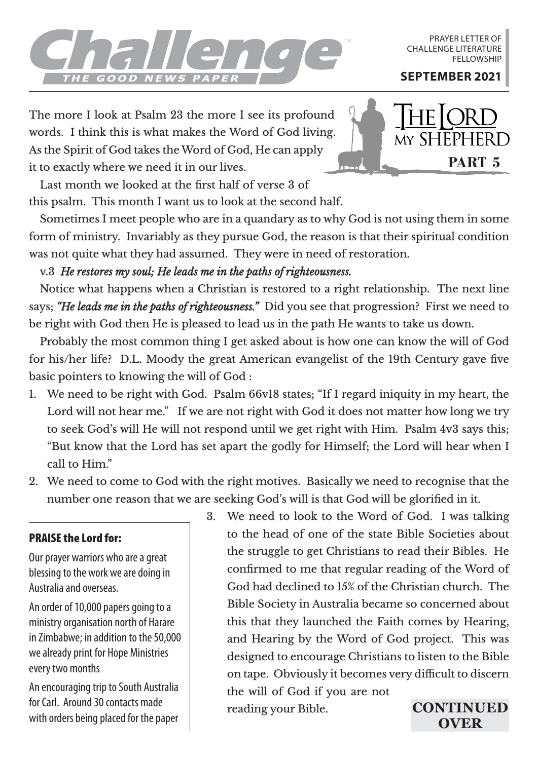# Challenge

THE GOOD NEWS PAPER

PRAYER LETTER OF CHALLENGE LITERATURE FELLOWSHIP

**SEPTEMBER 2021**

## The Lord my Shepherd

**PART 5**

The more I look at Psalm 23 the more I see its profound words. I think this is what makes the Word of God living. As the Spirit of God takes the Word of God, He can apply it to exactly where we need it in our lives.

Last month we looked at the first half of verse 3 of this psalm. This month I want us to look at the second half.

Sometimes I meet people who are in a quandary as to why God is not using them in some form of ministry. Invariably as they pursue God, the reason is that their spiritual condition was not quite what they had assumed. They were in need of restoration.

v.3 *He restores my soul; He leads me in the paths of righteousness.*

Notice what happens when a Christian is restored to a right relationship. The next line says; *"He leads me in the paths of righteousness."* Did you see that progression? First we need to be right with God then He is pleased to lead us in the path He wants to take us down.

Probably the most common thing I get asked about is how one can know the will of God for his/her life? D.L. Moody the great American evangelist of the 19th Century gave five basic pointers to knowing the will of God :

1. We need to be right with God. Psalm 66v18 states; "If I regard iniquity in my heart, the Lord will not hear me." If we are not right with God it does not matter how long we try to seek God's will He will not respond until we get right with Him. Psalm 4v3 says this; "But know that the Lord has set apart the godly for Himself; the Lord will hear when I call to Him."
2. We need to come to God with the right motives. Basically we need to recognise that the number one reason that we are seeking God's will is that God will be glorified in it.
3. We need to look to the Word of God. I was talking to the head of one of the state Bible Societies about the struggle to get Christians to read their Bibles. He confirmed to me that regular reading of the Word of God had declined to 15% of the Christian church. The Bible Society in Australia became so concerned about this that they launched the Faith comes by Hearing, and Hearing by the Word of God project. This was designed to encourage Christians to listen to the Bible on tape. Obviously it becomes very difficult to discern the will of God if you are not reading your Bible.

**CONTINUED OVER**

### PRAISE the Lord for:

Our prayer warriors who are a great blessing to the work we are doing in Australia and overseas.

An order of 10,000 papers going to a ministry organisation north of Harare in Zimbabwe; in addition to the 50,000 we already print for Hope Ministries every two months

An encouraging trip to South Australia for Carl. Around 30 contacts made with orders being placed for the paper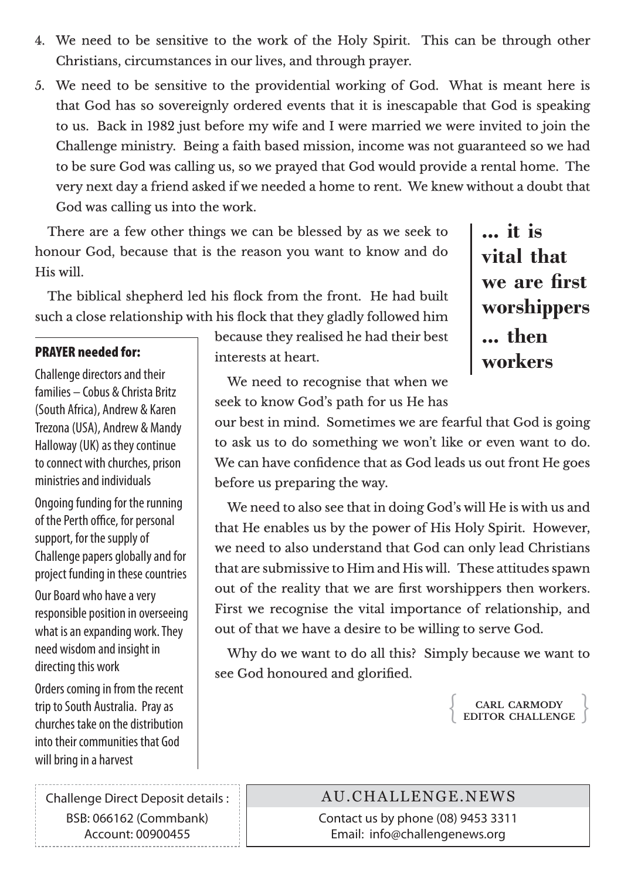4. We need to be sensitive to the work of the Holy Spirit. This can be through other Christians, circumstances in our lives, and through prayer.
5. We need to be sensitive to the providential working of God. What is meant here is that God has so sovereignly ordered events that it is inescapable that God is speaking to us. Back in 1982 just before my wife and I were married we were invited to join the Challenge ministry. Being a faith based mission, income was not guaranteed so we had to be sure God was calling us, so we prayed that God would provide a rental home. The very next day a friend asked if we needed a home to rent. We knew without a doubt that God was calling us into the work.

There are a few other things we can be blessed by as we seek to honour God, because that is the reason you want to know and do His will.

**... it is vital that we are first worshippers ... then workers**

The biblical shepherd led his flock from the front. He had built such a close relationship with his flock that they gladly followed him because they realised he had their best interests at heart.

We need to recognise that when we seek to know God's path for us He has our best in mind. Sometimes we are fearful that God is going to ask us to do something we won't like or even want to do. We can have confidence that as God leads us out front He goes before us preparing the way.

We need to also see that in doing God's will He is with us and that He enables us by the power of His Holy Spirit. However, we need to also understand that God can only lead Christians that are submissive to Him and His will. These attitudes spawn out of the reality that we are first worshippers then workers. First we recognise the vital importance of relationship, and out of that we have a desire to be willing to serve God.

Why do we want to do all this? Simply because we want to see God honoured and glorified.

CARL CARMODY
EDITOR CHALLENGE

### PRAYER needed for:

Challenge directors and their families – Cobus & Christa Britz (South Africa), Andrew & Karen Trezona (USA), Andrew & Mandy Halloway (UK) as they continue to connect with churches, prison ministries and individuals

Ongoing funding for the running of the Perth office, for personal support, for the supply of Challenge papers globally and for project funding in these countries

Our Board who have a very responsible position in overseeing what is an expanding work. They need wisdom and insight in directing this work

Orders coming in from the recent trip to South Australia. Pray as churches take on the distribution into their communities that God will bring in a harvest

Challenge Direct Deposit details :
BSB: 066162 (Commbank)
Account: 00900455

AU.CHALLENGE.NEWS

Contact us by phone (08) 9453 3311
Email: info@challengenews.org